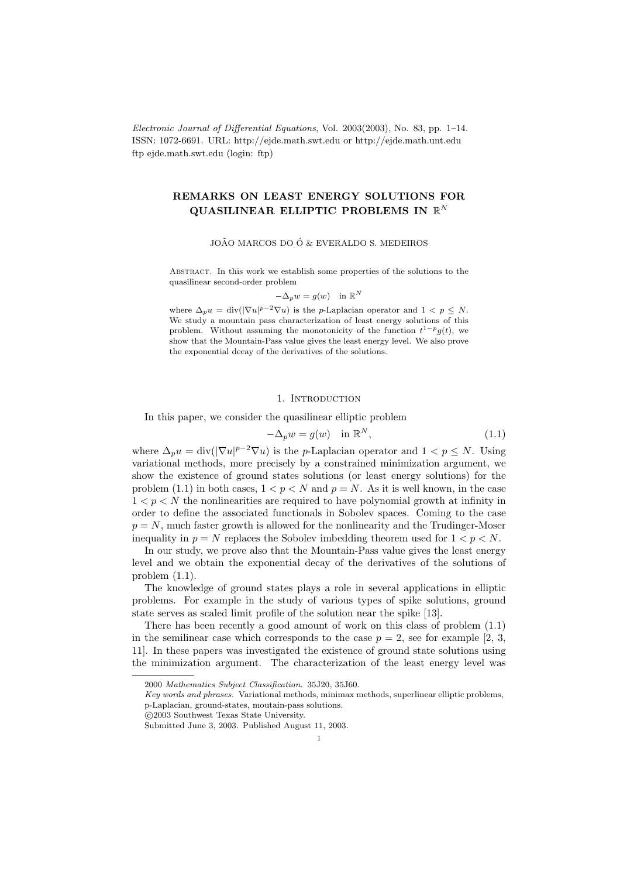# REMARKS ON LEAST ENERGY SOLUTIONS FOR QUASILINEAR ELLIPTIC PROBLEMS IN $\mathbb{R}^N$

JOÃO MARCOS DO Ó & EVERALDO S. MEDEIROS

Abstract. In this work we establish some properties of the solutions to the quasilinear second-order problem

$$-\Delta_p w = g(w) \quad \text{in } \mathbb{R}^N$$

where $\Delta_p u = \operatorname{div}(|\nabla u|^{p-2}\nabla u)$ is the $p$-Laplacian operator and $1 < p \leq N$. We study a mountain pass characterization of least energy solutions of this problem. Without assuming the monotonicity of the function $t^{1-p}g(t)$, we show that the Mountain-Pass value gives the least energy level. We also prove the exponential decay of the derivatives of the solutions.

## 1. Introduction

In this paper, we consider the quasilinear elliptic problem

$$-\Delta_p w = g(w) \quad \text{in } \mathbb{R}^N, \tag{1.1}$$

where $\Delta_p u = \operatorname{div}(|\nabla u|^{p-2}\nabla u)$ is the $p$-Laplacian operator and $1 < p \leq N$. Using variational methods, more precisely by a constrained minimization argument, we show the existence of ground states solutions (or least energy solutions) for the problem (1.1) in both cases, $1 < p < N$ and $p = N$. As it is well known, in the case $1 < p < N$ the nonlinearities are required to have polynomial growth at infinity in order to define the associated functionals in Sobolev spaces. Coming to the case $p = N$, much faster growth is allowed for the nonlinearity and the Trudinger-Moser inequality in $p = N$ replaces the Sobolev imbedding theorem used for $1 < p < N$.

In our study, we prove also that the Mountain-Pass value gives the least energy level and we obtain the exponential decay of the derivatives of the solutions of problem (1.1).

The knowledge of ground states plays a role in several applications in elliptic problems. For example in the study of various types of spike solutions, ground state serves as scaled limit profile of the solution near the spike [13].

There has been recently a good amount of work on this class of problem (1.1) in the semilinear case which corresponds to the case $p = 2$, see for example [2, 3, 11]. In these papers was investigated the existence of ground state solutions using the minimization argument. The characterization of the least energy level was

---

2000 *Mathematics Subject Classification.* 35J20, 35J60.

*Key words and phrases.* Variational methods, minimax methods, superlinear elliptic problems, p-Laplacian, ground-states, moutain-pass solutions.

©2003 Southwest Texas State University.

Submitted June 3, 2003. Published August 11, 2003.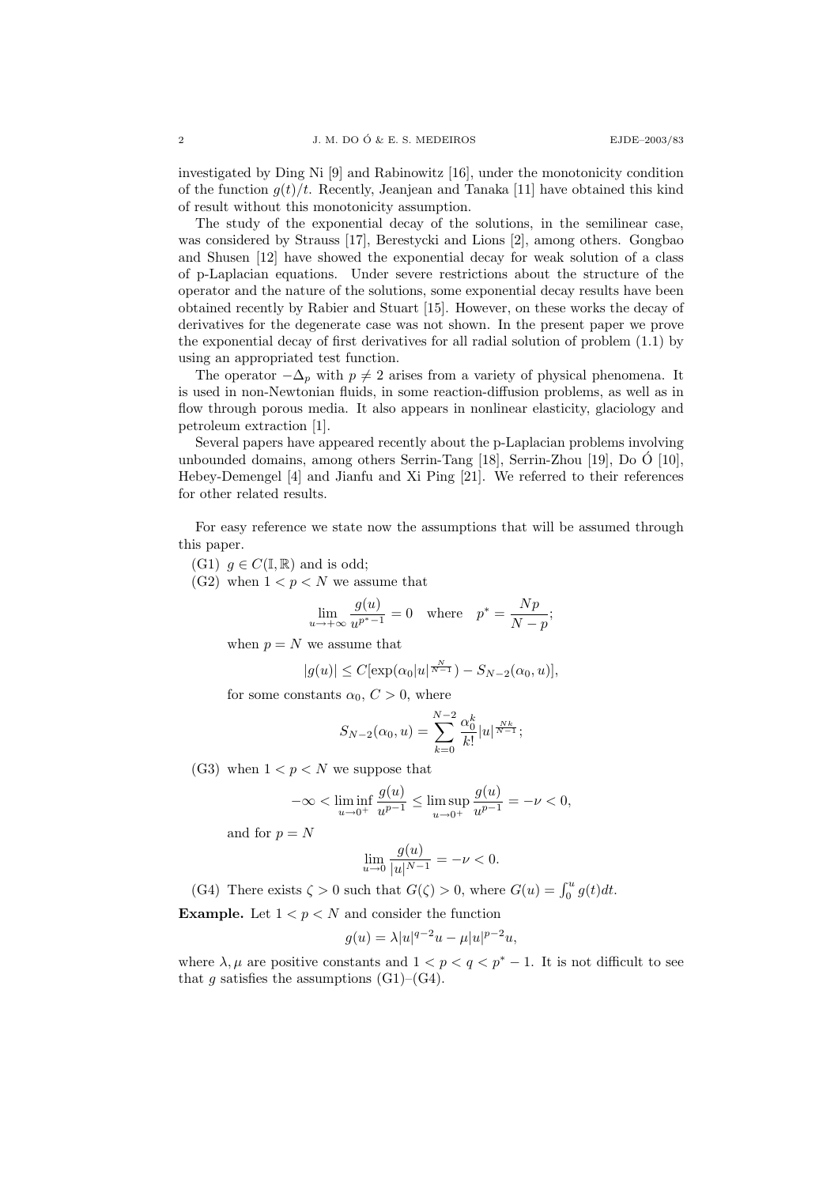investigated by Ding Ni [9] and Rabinowitz [16], under the monotonicity condition of the function $g(t)/t$. Recently, Jeanjean and Tanaka [11] have obtained this kind of result without this monotonicity assumption.

The study of the exponential decay of the solutions, in the semilinear case, was considered by Strauss [17], Berestycki and Lions [2], among others. Gongbao and Shusen [12] have showed the exponential decay for weak solution of a class of p-Laplacian equations. Under severe restrictions about the structure of the operator and the nature of the solutions, some exponential decay results have been obtained recently by Rabier and Stuart [15]. However, on these works the decay of derivatives for the degenerate case was not shown. In the present paper we prove the exponential decay of first derivatives for all radial solution of problem (1.1) by using an appropriated test function.

The operator $-\Delta_p$ with $p \neq 2$ arises from a variety of physical phenomena. It is used in non-Newtonian fluids, in some reaction-diffusion problems, as well as in flow through porous media. It also appears in nonlinear elasticity, glaciology and petroleum extraction [1].

Several papers have appeared recently about the p-Laplacian problems involving unbounded domains, among others Serrin-Tang [18], Serrin-Zhou [19], Do Ó [10], Hebey-Demengel [4] and Jianfu and Xi Ping [21]. We referred to their references for other related results.

For easy reference we state now the assumptions that will be assumed through this paper.

(G1) $g \in C(\mathbb{I}, \mathbb{R})$ and is odd;

(G2) when $1 < p < N$ we assume that

$$\lim_{u \to +\infty} \frac{g(u)}{u^{p^*-1}} = 0 \quad \text{where} \quad p^* = \frac{Np}{N-p};$$

when $p = N$ we assume that

$$|g(u)| \leq C[\exp(\alpha_0 |u|^{\frac{N}{N-1}}) - S_{N-2}(\alpha_0, u)],$$

for some constants $\alpha_0$, $C > 0$, where

$$S_{N-2}(\alpha_0, u) = \sum_{k=0}^{N-2} \frac{\alpha_0^k}{k!} |u|^{\frac{Nk}{N-1}};$$

(G3) when $1 < p < N$ we suppose that

$$-\infty < \liminf_{u \to 0^+} \frac{g(u)}{u^{p-1}} \leq \limsup_{u \to 0^+} \frac{g(u)}{u^{p-1}} = -\nu < 0,$$

and for $p = N$

$$\lim_{u \to 0} \frac{g(u)}{|u|^{N-1}} = -\nu < 0.$$

(G4) There exists $\zeta > 0$ such that $G(\zeta) > 0$, where $G(u) = \int_0^u g(t)dt$.

**Example.** Let $1 < p < N$ and consider the function

$$g(u) = \lambda |u|^{q-2} u - \mu |u|^{p-2} u,$$

where $\lambda, \mu$ are positive constants and $1 < p < q < p^* - 1$. It is not difficult to see that $g$ satisfies the assumptions (G1)–(G4).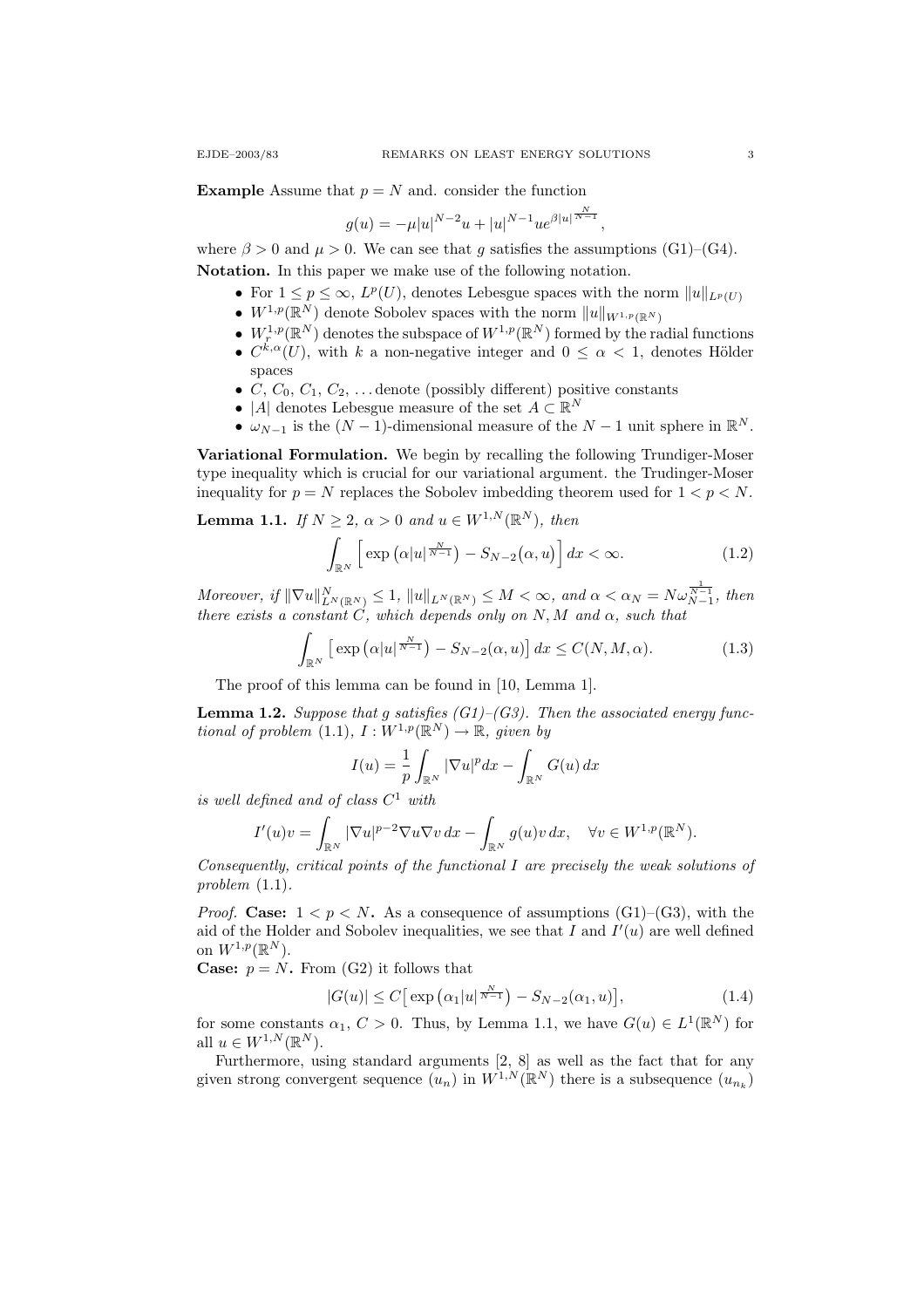**Example** Assume that $p = N$ and. consider the function

$$g(u) = -\mu |u|^{N-2}u + |u|^{N-1}ue^{\beta |u|^{\frac{N}{N-1}}},$$

where $\beta > 0$ and $\mu > 0$. We can see that $g$ satisfies the assumptions (G1)–(G4).

**Notation.** In this paper we make use of the following notation.

- For $1 \leq p \leq \infty$, $L^p(U)$, denotes Lebesgue spaces with the norm $\|u\|_{L^p(U)}$
- $W^{1,p}(\mathbb{R}^N)$ denote Sobolev spaces with the norm $\|u\|_{W^{1,p}(\mathbb{R}^N)}$
- $W_r^{1,p}(\mathbb{R}^N)$ denotes the subspace of $W^{1,p}(\mathbb{R}^N)$ formed by the radial functions
- $C^{k,\alpha}(U)$, with $k$ a non-negative integer and $0 \leq \alpha < 1$, denotes Hölder spaces
- $C$, $C_0$, $C_1$, $C_2$, ... denote (possibly different) positive constants
- $|A|$ denotes Lebesgue measure of the set $A \subset \mathbb{R}^N$
- $\omega_{N-1}$ is the $(N-1)$-dimensional measure of the $N-1$ unit sphere in $\mathbb{R}^N$.

**Variational Formulation.** We begin by recalling the following Trundiger-Moser type inequality which is crucial for our variational argument. the Trudinger-Moser inequality for $p = N$ replaces the Sobolev imbedding theorem used for $1 < p < N$.

**Lemma 1.1.** *If $N \geq 2$, $\alpha > 0$ and $u \in W^{1,N}(\mathbb{R}^N)$, then*

$$\int_{\mathbb{R}^N} \Big[ \exp\big(\alpha |u|^{\frac{N}{N-1}}\big) - S_{N-2}\big(\alpha, u\big) \Big]\, dx < \infty. \tag{1.2}$$

*Moreover, if $\|\nabla u\|^N_{L^N(\mathbb{R}^N)} \leq 1$, $\|u\|_{L^N(\mathbb{R}^N)} \leq M < \infty$, and $\alpha < \alpha_N = N\omega_{N-1}^{\frac{1}{N-1}}$, then there exists a constant $C$, which depends only on $N, M$ and $\alpha$, such that*

$$\int_{\mathbb{R}^N} \big[ \exp\big(\alpha |u|^{\frac{N}{N-1}}\big) - S_{N-2}(\alpha, u) \big]\, dx \leq C(N, M, \alpha). \tag{1.3}$$

The proof of this lemma can be found in [10, Lemma 1].

**Lemma 1.2.** *Suppose that $g$ satisfies (G1)–(G3). Then the associated energy functional of problem* (1.1)*, $I : W^{1,p}(\mathbb{R}^N) \to \mathbb{R}$, given by*

$$I(u) = \frac{1}{p} \int_{\mathbb{R}^N} |\nabla u|^p dx - \int_{\mathbb{R}^N} G(u)\, dx$$

*is well defined and of class $C^1$ with*

$$I'(u)v = \int_{\mathbb{R}^N} |\nabla u|^{p-2} \nabla u \nabla v\, dx - \int_{\mathbb{R}^N} g(u)v\, dx, \quad \forall v \in W^{1,p}(\mathbb{R}^N).$$

*Consequently, critical points of the functional $I$ are precisely the weak solutions of problem* (1.1).

*Proof.* **Case:** $1 < p < N$**.** As a consequence of assumptions (G1)–(G3), with the aid of the Holder and Sobolev inequalities, we see that $I$ and $I'(u)$ are well defined on $W^{1,p}(\mathbb{R}^N)$.

**Case:** $p = N$**.** From (G2) it follows that

$$|G(u)| \leq C\big[ \exp\big(\alpha_1 |u|^{\frac{N}{N-1}}\big) - S_{N-2}(\alpha_1, u)\big], \tag{1.4}$$

for some constants $\alpha_1$, $C > 0$. Thus, by Lemma 1.1, we have $G(u) \in L^1(\mathbb{R}^N)$ for all $u \in W^{1,N}(\mathbb{R}^N)$.

Furthermore, using standard arguments [2, 8] as well as the fact that for any given strong convergent sequence $(u_n)$ in $W^{1,N}(\mathbb{R}^N)$ there is a subsequence $(u_{n_k})$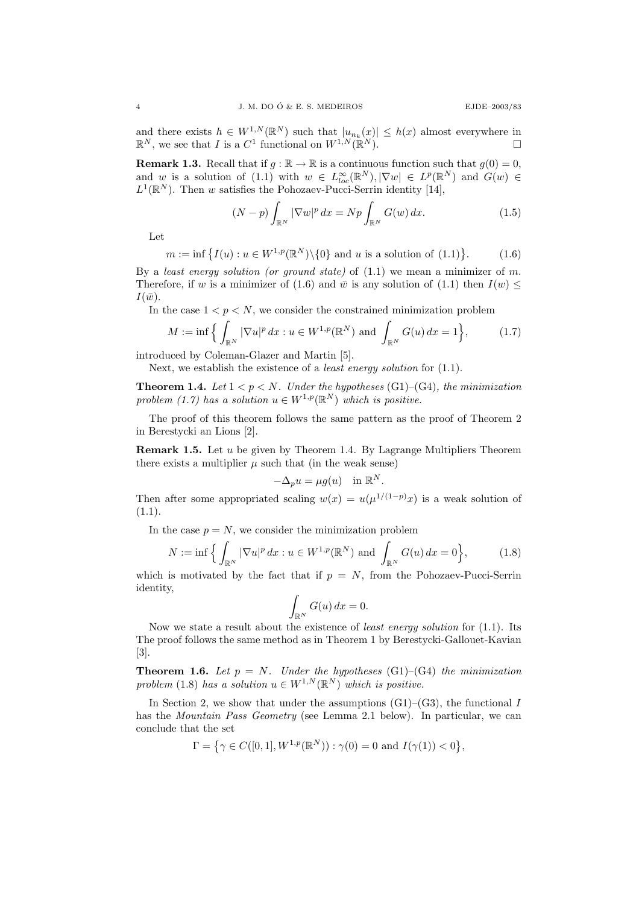and there exists $h \in W^{1,N}(\mathbb{R}^N)$ such that $|u_{n_k}(x)| \le h(x)$ almost everywhere in $\mathbb{R}^N$, we see that $I$ is a $C^1$ functional on $W^{1,N}(\mathbb{R}^N)$. $\square$

**Remark 1.3.** Recall that if $g : \mathbb{R} \to \mathbb{R}$ is a continuous function such that $g(0) = 0$, and $w$ is a solution of (1.1) with $w \in L^\infty_{loc}(\mathbb{R}^N)$, $|\nabla w| \in L^p(\mathbb{R}^N)$ and $G(w) \in L^1(\mathbb{R}^N)$. Then $w$ satisfies the Pohozaev-Pucci-Serrin identity [14],

$$(N-p)\int_{\mathbb{R}^N} |\nabla w|^p \, dx = Np \int_{\mathbb{R}^N} G(w)\, dx. \tag{1.5}$$

Let

$$m := \inf\big\{ I(u) : u \in W^{1,p}(\mathbb{R}^N)\backslash\{0\} \text{ and } u \text{ is a solution of (1.1)}\big\}. \tag{1.6}$$

By a *least energy solution (or ground state)* of (1.1) we mean a minimizer of $m$. Therefore, if $w$ is a minimizer of (1.6) and $\bar{w}$ is any solution of (1.1) then $I(w) \le I(\bar{w})$.

In the case $1 < p < N$, we consider the constrained minimization problem

$$M := \inf\Big\{ \int_{\mathbb{R}^N} |\nabla u|^p \, dx : u \in W^{1,p}(\mathbb{R}^N) \text{ and } \int_{\mathbb{R}^N} G(u)\, dx = 1\Big\}, \tag{1.7}$$

introduced by Coleman-Glazer and Martin [5].

Next, we establish the existence of a *least energy solution* for (1.1).

**Theorem 1.4.** *Let $1 < p < N$. Under the hypotheses* (G1)–(G4)*, the minimization problem (1.7) has a solution $u \in W^{1,p}(\mathbb{R}^N)$ which is positive.*

The proof of this theorem follows the same pattern as the proof of Theorem 2 in Berestycki an Lions [2].

**Remark 1.5.** Let $u$ be given by Theorem 1.4. By Lagrange Multipliers Theorem there exists a multiplier $\mu$ such that (in the weak sense)

$$-\Delta_p u = \mu g(u) \quad \text{in } \mathbb{R}^N.$$

Then after some appropriated scaling $w(x) = u(\mu^{1/(1-p)}x)$ is a weak solution of (1.1).

In the case $p = N$, we consider the minimization problem

$$N := \inf\Big\{ \int_{\mathbb{R}^N} |\nabla u|^p \, dx : u \in W^{1,p}(\mathbb{R}^N) \text{ and } \int_{\mathbb{R}^N} G(u)\, dx = 0\Big\}, \tag{1.8}$$

which is motivated by the fact that if $p = N$, from the Pohozaev-Pucci-Serrin identity,

$$\int_{\mathbb{R}^N} G(u)\, dx = 0.$$

Now we state a result about the existence of *least energy solution* for (1.1). Its The proof follows the same method as in Theorem 1 by Berestycki-Gallouet-Kavian [3].

**Theorem 1.6.** *Let $p = N$. Under the hypotheses* (G1)–(G4) *the minimization problem* (1.8) *has a solution $u \in W^{1,N}(\mathbb{R}^N)$ which is positive.*

In Section 2, we show that under the assumptions (G1)–(G3), the functional $I$ has the *Mountain Pass Geometry* (see Lemma 2.1 below). In particular, we can conclude that the set

$$\Gamma = \big\{ \gamma \in C([0,1], W^{1,p}(\mathbb{R}^N)) : \gamma(0) = 0 \text{ and } I(\gamma(1)) < 0\big\},$$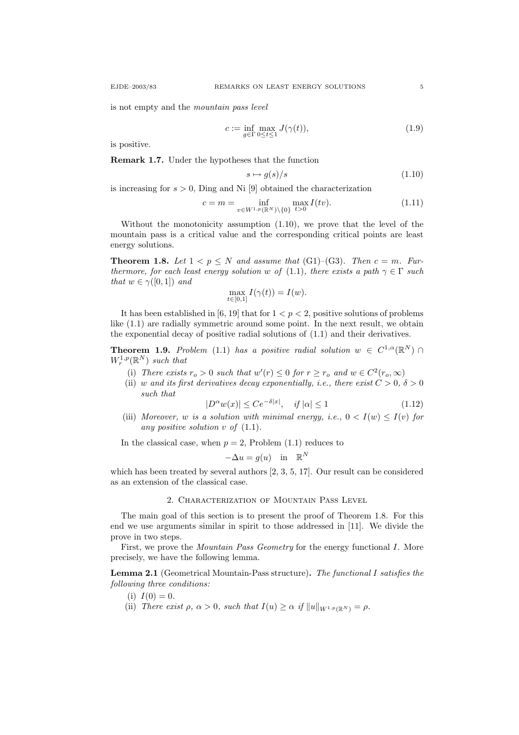is not empty and the *mountain pass level*

$$c := \inf_{g\in\Gamma} \max_{0\le t\le 1} J(\gamma(t)), \tag{1.9}$$

is positive.

**Remark 1.7.** Under the hypotheses that the function

$$s \mapsto g(s)/s \tag{1.10}$$

is increasing for $s > 0$, Ding and Ni [9] obtained the characterization

$$c = m = \inf_{v\in W^{1,p}(\mathbb{R}^N)\setminus\{0\}} \max_{t>0} I(tv). \tag{1.11}$$

Without the monotonicity assumption (1.10), we prove that the level of the mountain pass is a critical value and the corresponding critical points are least energy solutions.

**Theorem 1.8.** *Let $1 < p \le N$ and assume that (G1)–(G3). Then $c = m$. Furthermore, for each least energy solution $w$ of (1.1), there exists a path $\gamma \in \Gamma$ such that $w \in \gamma([0,1])$ and*

$$\max_{t\in[0,1]} I(\gamma(t)) = I(w).$$

It has been established in [6, 19] that for $1 < p < 2$, positive solutions of problems like (1.1) are radially symmetric around some point. In the next result, we obtain the exponential decay of positive radial solutions of (1.1) and their derivatives.

**Theorem 1.9.** *Problem (1.1) has a positive radial solution $w \in C^{1,\alpha}(\mathbb{R}^N) \cap W^{1,p}_r(\mathbb{R}^N)$ such that*

(i) *There exists $r_o > 0$ such that $w'(r) \le 0$ for $r \ge r_o$ and $w \in C^2(r_o, \infty)$*

(ii) *$w$ and its first derivatives decay exponentially, i.e., there exist $C > 0$, $\delta > 0$ such that*

$$|D^\alpha w(x)| \le Ce^{-\delta|x|}, \quad \text{if } |\alpha| \le 1 \tag{1.12}$$

(iii) *Moreover, $w$ is a solution with minimal energy, i.e., $0 < I(w) \le I(v)$ for any positive solution $v$ of (1.1).*

In the classical case, when $p = 2$, Problem (1.1) reduces to

$$-\Delta u = g(u) \quad \text{in} \quad \mathbb{R}^N$$

which has been treated by several authors [2, 3, 5, 17]. Our result can be considered as an extension of the classical case.

## 2. Characterization of Mountain Pass Level

The main goal of this section is to present the proof of Theorem 1.8. For this end we use arguments similar in spirit to those addressed in [11]. We divide the prove in two steps.

First, we prove the *Mountain Pass Geometry* for the energy functional $I$. More precisely, we have the following lemma.

**Lemma 2.1** (Geometrical Mountain-Pass structure)**.** *The functional $I$ satisfies the following three conditions:*

(i) *$I(0) = 0$.*

(ii) *There exist $\rho$, $\alpha > 0$, such that $I(u) \ge \alpha$ if $\|u\|_{W^{1,p}(\mathbb{R}^N)} = \rho$.*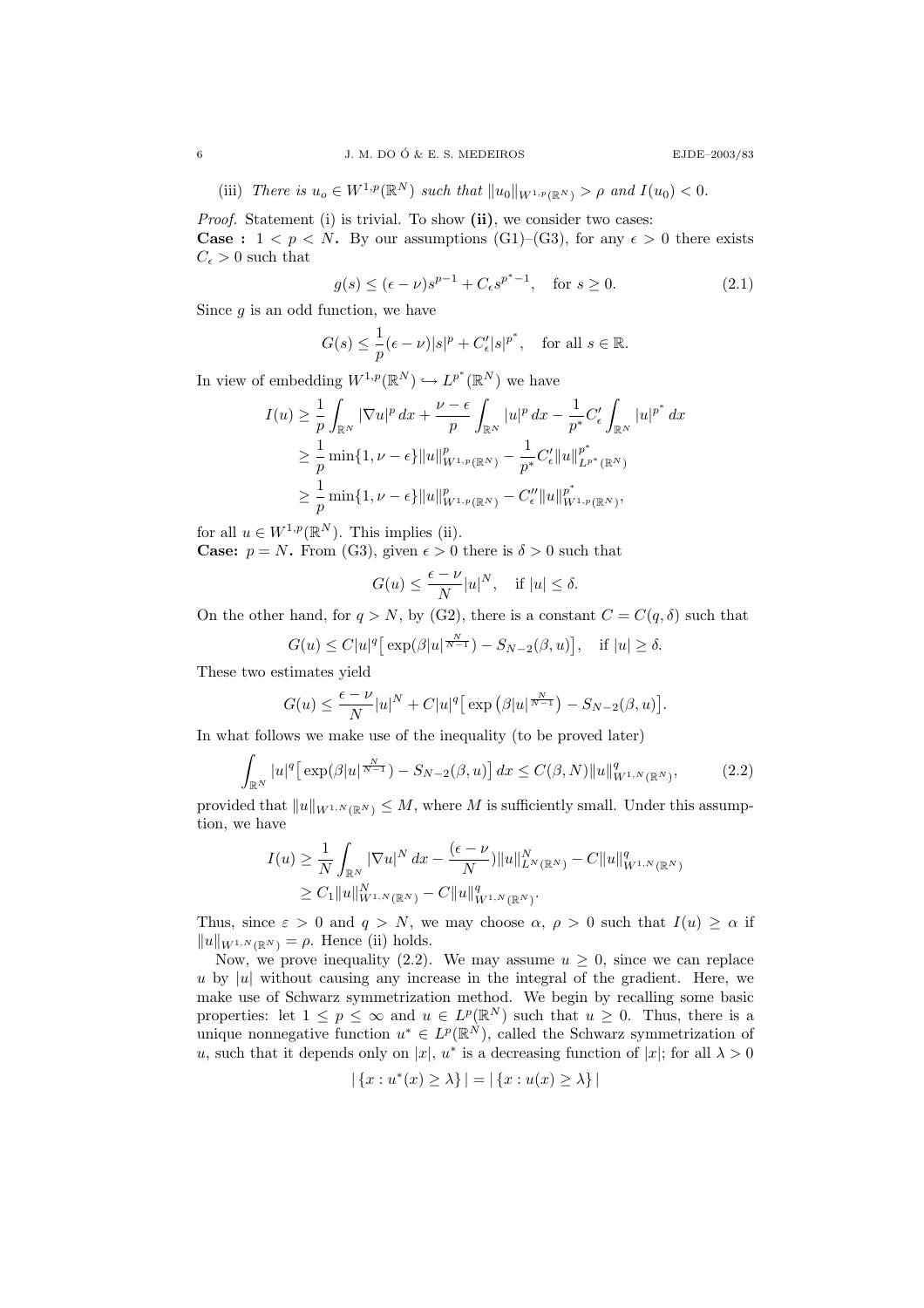(iii) *There is $u_o \in W^{1,p}(\mathbb{R}^N)$ such that $\|u_0\|_{W^{1,p}(\mathbb{R}^N)} > \rho$ and $I(u_0) < 0$.*

*Proof.* Statement (i) is trivial. To show **(ii)**, we consider two cases:

**Case : $1 < p < N$.** By our assumptions (G1)–(G3), for any $\epsilon > 0$ there exists $C_\epsilon > 0$ such that

$$g(s) \leq (\epsilon - \nu)s^{p-1} + C_\epsilon s^{p^*-1}, \quad \text{for } s \geq 0. \tag{2.1}$$

Since $g$ is an odd function, we have

$$G(s) \leq \frac{1}{p}(\epsilon - \nu)|s|^p + C'_\epsilon |s|^{p^*}, \quad \text{for all } s \in \mathbb{R}.$$

In view of embedding $W^{1,p}(\mathbb{R}^N) \hookrightarrow L^{p^*}(\mathbb{R}^N)$ we have

$$\begin{aligned}
I(u) &\geq \frac{1}{p}\int_{\mathbb{R}^N} |\nabla u|^p \, dx + \frac{\nu - \epsilon}{p}\int_{\mathbb{R}^N} |u|^p \, dx - \frac{1}{p^*}C'_\epsilon \int_{\mathbb{R}^N} |u|^{p^*} \, dx \\
&\geq \frac{1}{p}\min\{1, \nu - \epsilon\}\|u\|^p_{W^{1,p}(\mathbb{R}^N)} - \frac{1}{p^*}C'_\epsilon \|u\|^{p^*}_{L^{p^*}(\mathbb{R}^N)} \\
&\geq \frac{1}{p}\min\{1, \nu - \epsilon\}\|u\|^p_{W^{1,p}(\mathbb{R}^N)} - C''_\epsilon \|u\|^{p^*}_{W^{1,p}(\mathbb{R}^N)},
\end{aligned}$$

for all $u \in W^{1,p}(\mathbb{R}^N)$. This implies (ii).

**Case: $p = N$.** From (G3), given $\epsilon > 0$ there is $\delta > 0$ such that

$$G(u) \leq \frac{\epsilon - \nu}{N}|u|^N, \quad \text{if } |u| \leq \delta.$$

On the other hand, for $q > N$, by (G2), there is a constant $C = C(q, \delta)$ such that

$$G(u) \leq C|u|^q\big[\exp(\beta|u|^{\frac{N}{N-1}}) - S_{N-2}(\beta, u)\big], \quad \text{if } |u| \geq \delta.$$

These two estimates yield

$$G(u) \leq \frac{\epsilon - \nu}{N}|u|^N + C|u|^q\big[\exp\big(\beta|u|^{\frac{N}{N-1}}\big) - S_{N-2}(\beta, u)\big].$$

In what follows we make use of the inequality (to be proved later)

$$\int_{\mathbb{R}^N} |u|^q\big[\exp(\beta|u|^{\frac{N}{N-1}}) - S_{N-2}(\beta, u)\big] \, dx \leq C(\beta, N)\|u\|^q_{W^{1,N}(\mathbb{R}^N)}, \tag{2.2}$$

provided that $\|u\|_{W^{1,N}(\mathbb{R}^N)} \leq M$, where $M$ is sufficiently small. Under this assumption, we have

$$\begin{aligned}
I(u) &\geq \frac{1}{N}\int_{\mathbb{R}^N} |\nabla u|^N \, dx - \Big(\frac{\epsilon - \nu}{N}\Big)\|u\|^N_{L^N(\mathbb{R}^N)} - C\|u\|^q_{W^{1,N}(\mathbb{R}^N)} \\
&\geq C_1\|u\|^N_{W^{1,N}(\mathbb{R}^N)} - C\|u\|^q_{W^{1,N}(\mathbb{R}^N)}.
\end{aligned}$$

Thus, since $\varepsilon > 0$ and $q > N$, we may choose $\alpha$, $\rho > 0$ such that $I(u) \geq \alpha$ if $\|u\|_{W^{1,N}(\mathbb{R}^N)} = \rho$. Hence (ii) holds.

Now, we prove inequality (2.2). We may assume $u \geq 0$, since we can replace $u$ by $|u|$ without causing any increase in the integral of the gradient. Here, we make use of Schwarz symmetrization method. We begin by recalling some basic properties: let $1 \leq p \leq \infty$ and $u \in L^p(\mathbb{R}^N)$ such that $u \geq 0$. Thus, there is a unique nonnegative function $u^* \in L^p(\mathbb{R}^N)$, called the Schwarz symmetrization of $u$, such that it depends only on $|x|$, $u^*$ is a decreasing function of $|x|$; for all $\lambda > 0$

$$|\{x : u^*(x) \geq \lambda\}| = |\{x : u(x) \geq \lambda\}|$$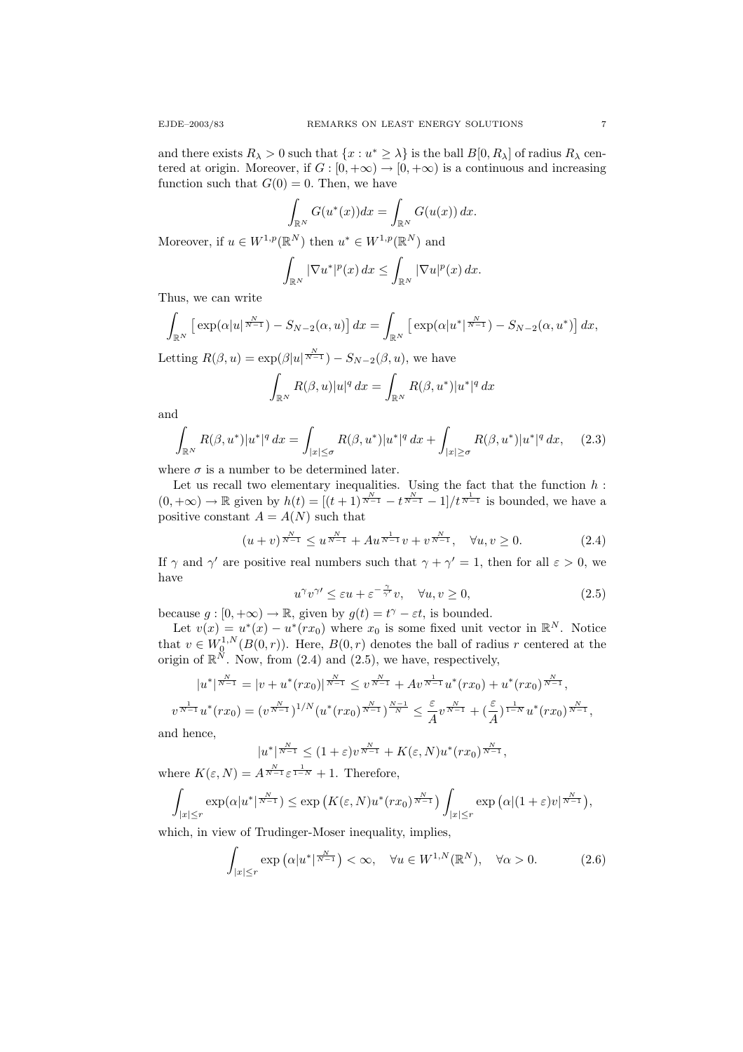and there exists $R_\lambda > 0$ such that $\{x : u^* \geq \lambda\}$ is the ball $B[0, R_\lambda]$ of radius $R_\lambda$ centered at origin. Moreover, if $G : [0, +\infty) \to [0, +\infty)$ is a continuous and increasing function such that $G(0) = 0$. Then, we have

$$\int_{\mathbb{R}^N} G(u^*(x))dx = \int_{\mathbb{R}^N} G(u(x))\, dx.$$

Moreover, if $u \in W^{1,p}(\mathbb{R}^N)$ then $u^* \in W^{1,p}(\mathbb{R}^N)$ and

$$\int_{\mathbb{R}^N} |\nabla u^*|^p(x)\, dx \leq \int_{\mathbb{R}^N} |\nabla u|^p(x)\, dx.$$

Thus, we can write

$$\int_{\mathbb{R}^N} \big[ \exp(\alpha|u|^{\frac{N}{N-1}}) - S_{N-2}(\alpha, u)\big]\, dx = \int_{\mathbb{R}^N} \big[ \exp(\alpha|u^*|^{\frac{N}{N-1}}) - S_{N-2}(\alpha, u^*)\big]\, dx,$$

Letting $R(\beta, u) = \exp(\beta|u|^{\frac{N}{N-1}}) - S_{N-2}(\beta, u)$, we have

$$\int_{\mathbb{R}^N} R(\beta, u)|u|^q\, dx = \int_{\mathbb{R}^N} R(\beta, u^*)|u^*|^q\, dx$$

and

$$\int_{\mathbb{R}^N} R(\beta, u^*)|u^*|^q\, dx = \int_{|x|\leq\sigma} R(\beta, u^*)|u^*|^q\, dx + \int_{|x|\geq\sigma} R(\beta, u^*)|u^*|^q\, dx, \tag{2.3}$$

where $\sigma$ is a number to be determined later.

Let us recall two elementary inequalities. Using the fact that the function $h : (0, +\infty) \to \mathbb{R}$ given by $h(t) = [(t+1)^{\frac{N}{N-1}} - t^{\frac{N}{N-1}} - 1]/t^{\frac{1}{N-1}}$ is bounded, we have a positive constant $A = A(N)$ such that

$$(u + v)^{\frac{N}{N-1}} \leq u^{\frac{N}{N-1}} + Au^{\frac{1}{N-1}}v + v^{\frac{N}{N-1}}, \quad \forall u, v \geq 0. \tag{2.4}$$

If $\gamma$ and $\gamma'$ are positive real numbers such that $\gamma + \gamma' = 1$, then for all $\varepsilon > 0$, we have

$$u^\gamma v^{\gamma'} \leq \varepsilon u + \varepsilon^{-\frac{\gamma}{\gamma'}} v, \quad \forall u, v \geq 0, \tag{2.5}$$

because $g : [0, +\infty) \to \mathbb{R}$, given by $g(t) = t^\gamma - \varepsilon t$, is bounded.

Let $v(x) = u^*(x) - u^*(rx_0)$ where $x_0$ is some fixed unit vector in $\mathbb{R}^N$. Notice that $v \in W_0^{1,N}(B(0, r))$. Here, $B(0, r)$ denotes the ball of radius $r$ centered at the origin of $\mathbb{R}^N$. Now, from (2.4) and (2.5), we have, respectively,

$$|u^*|^{\frac{N}{N-1}} = |v + u^*(rx_0)|^{\frac{N}{N-1}} \leq v^{\frac{N}{N-1}} + Av^{\frac{1}{N-1}} u^*(rx_0) + u^*(rx_0)^{\frac{N}{N-1}},$$

$$v^{\frac{1}{N-1}} u^*(rx_0) = (v^{\frac{N}{N-1}})^{1/N} (u^*(rx_0)^{\frac{N}{N-1}})^{\frac{N-1}{N}} \leq \frac{\varepsilon}{A} v^{\frac{N}{N-1}} + (\frac{\varepsilon}{A})^{\frac{1}{1-N}} u^*(rx_0)^{\frac{N}{N-1}},$$

and hence,

$$|u^*|^{\frac{N}{N-1}} \leq (1 + \varepsilon)v^{\frac{N}{N-1}} + K(\varepsilon, N)u^*(rx_0)^{\frac{N}{N-1}},$$

where $K(\varepsilon, N) = A^{\frac{N}{N-1}} \varepsilon^{\frac{1}{1-N}} + 1$. Therefore,

$$\int_{|x|\leq r} \exp(\alpha|u^*|^{\frac{N}{N-1}}) \leq \exp\big(K(\varepsilon, N)u^*(rx_0)^{\frac{N}{N-1}}\big) \int_{|x|\leq r} \exp\big(\alpha|(1 + \varepsilon)v|^{\frac{N}{N-1}}\big),$$

which, in view of Trudinger-Moser inequality, implies,

$$\int_{|x|\leq r} \exp\big(\alpha|u^*|^{\frac{N}{N-1}}\big) < \infty, \quad \forall u \in W^{1,N}(\mathbb{R}^N), \quad \forall \alpha > 0. \tag{2.6}$$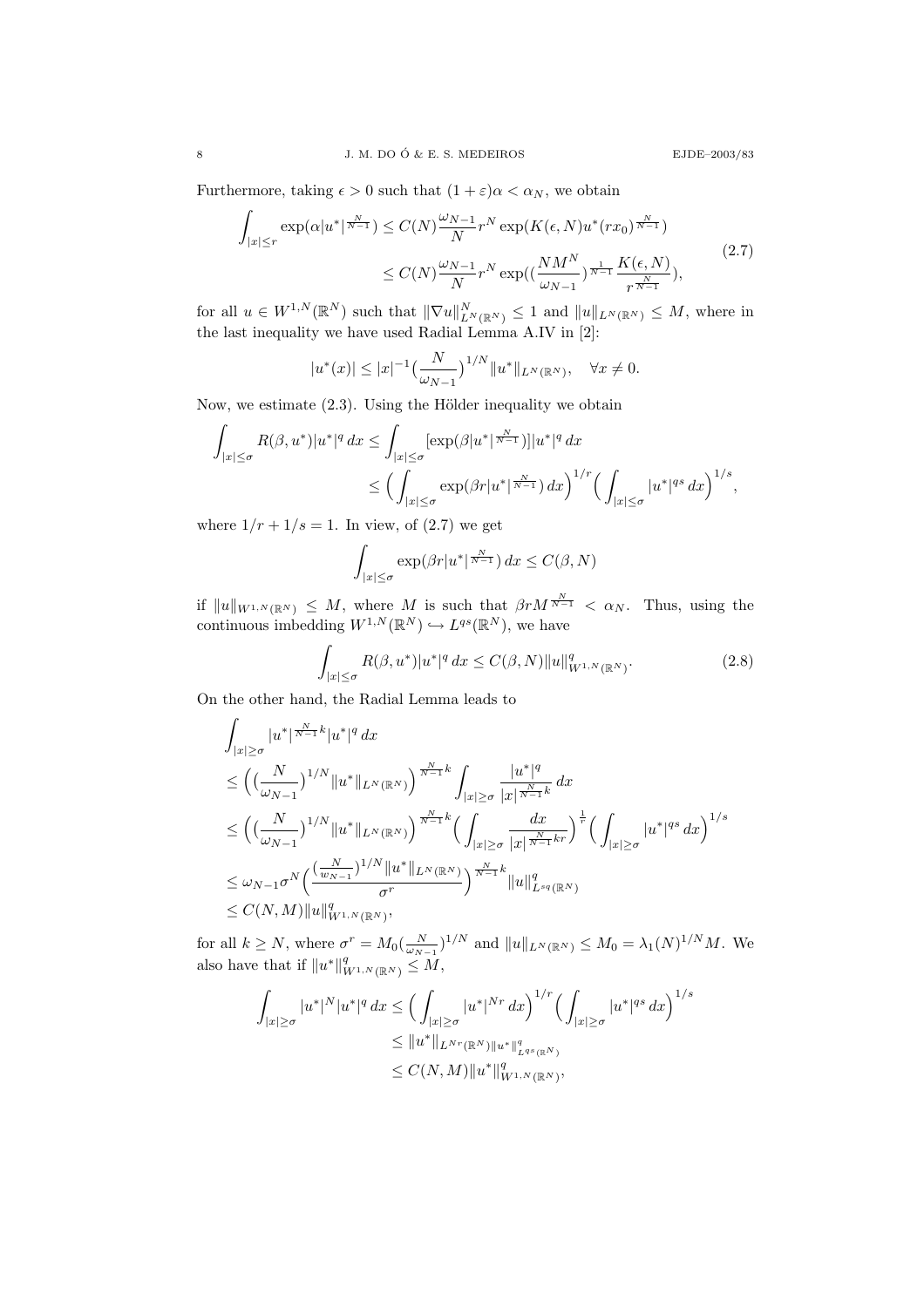Furthermore, taking $\epsilon > 0$ such that $(1+\varepsilon)\alpha < \alpha_N$, we obtain

$$
\begin{aligned}
\int_{|x|\le r} \exp(\alpha |u^*|^{\frac{N}{N-1}}) &\le C(N)\frac{\omega_{N-1}}{N} r^N \exp(K(\epsilon,N) u^*(rx_0)^{\frac{N}{N-1}}) \\
&\le C(N)\frac{\omega_{N-1}}{N} r^N \exp\big((\frac{NM^N}{\omega_{N-1}})^{\frac{1}{N-1}} \frac{K(\epsilon,N)}{r^{\frac{N}{N-1}}}\big),
\end{aligned} \tag{2.7}
$$

for all $u \in W^{1,N}(\mathbb{R}^N)$ such that $\|\nabla u\|^N_{L^N(\mathbb{R}^N)} \le 1$ and $\|u\|_{L^N(\mathbb{R}^N)} \le M$, where in the last inequality we have used Radial Lemma A.IV in [2]:

$$
|u^*(x)| \le |x|^{-1}\big(\frac{N}{\omega_{N-1}}\big)^{1/N} \|u^*\|_{L^N(\mathbb{R}^N)}, \quad \forall x \neq 0.
$$

Now, we estimate (2.3). Using the Hölder inequality we obtain

$$
\begin{aligned}
\int_{|x|\le\sigma} R(\beta, u^*)|u^*|^q\,dx &\le \int_{|x|\le\sigma} [\exp(\beta |u^*|^{\frac{N}{N-1}})]|u^*|^q\,dx \\
&\le \Big(\int_{|x|\le\sigma} \exp(\beta r |u^*|^{\frac{N}{N-1}})\,dx\Big)^{1/r}\Big(\int_{|x|\le\sigma} |u^*|^{qs}\,dx\Big)^{1/s},
\end{aligned}
$$

where $1/r + 1/s = 1$. In view, of (2.7) we get

$$
\int_{|x|\le\sigma} \exp(\beta r|u^*|^{\frac{N}{N-1}})\,dx \le C(\beta, N)
$$

if $\|u\|_{W^{1,N}(\mathbb{R}^N)} \le M$, where $M$ is such that $\beta r M^{\frac{N}{N-1}} < \alpha_N$. Thus, using the continuous imbedding $W^{1,N}(\mathbb{R}^N) \hookrightarrow L^{qs}(\mathbb{R}^N)$, we have

$$
\int_{|x|\le\sigma} R(\beta, u^*)|u^*|^q\,dx \le C(\beta, N)\|u\|^q_{W^{1,N}(\mathbb{R}^N)}. \tag{2.8}
$$

On the other hand, the Radial Lemma leads to

$$
\begin{aligned}
&\int_{|x|\ge\sigma} |u^*|^{\frac{N}{N-1}k}|u^*|^q\,dx \\
&\le \Big(\big(\frac{N}{\omega_{N-1}}\big)^{1/N}\|u^*\|_{L^N(\mathbb{R}^N)}\Big)^{\frac{N}{N-1}k} \int_{|x|\ge\sigma} \frac{|u^*|^q}{|x|^{\frac{N}{N-1}k}}\,dx \\
&\le \Big(\big(\frac{N}{\omega_{N-1}}\big)^{1/N}\|u^*\|_{L^N(\mathbb{R}^N)}\Big)^{\frac{N}{N-1}k} \Big(\int_{|x|\ge\sigma} \frac{dx}{|x|^{\frac{N}{N-1}kr}}\Big)^{\frac{1}{r}}\Big(\int_{|x|\ge\sigma} |u^*|^{qs}\,dx\Big)^{1/s} \\
&\le \omega_{N-1}\sigma^N \Big(\frac{(\frac{N}{w_{N-1}})^{1/N}\|u^*\|_{L^N(\mathbb{R}^N)}}{\sigma^r}\Big)^{\frac{N}{N-1}k} \|u\|^q_{L^{sq}(\mathbb{R}^N)} \\
&\le C(N,M)\|u\|^q_{W^{1,N}(\mathbb{R}^N)},
\end{aligned}
$$

for all $k \ge N$, where $\sigma^r = M_0(\frac{N}{\omega_{N-1}})^{1/N}$ and $\|u\|_{L^N(\mathbb{R}^N)} \le M_0 = \lambda_1(N)^{1/N} M$. We also have that if $\|u^*\|^q_{W^{1,N}(\mathbb{R}^N)} \le M$,

$$
\begin{aligned}
\int_{|x|\ge\sigma} |u^*|^N|u^*|^q\,dx &\le \Big(\int_{|x|\ge\sigma} |u^*|^{Nr}\,dx\Big)^{1/r}\Big(\int_{|x|\ge\sigma} |u^*|^{qs}\,dx\Big)^{1/s} \\
&\le \|u^*\|_{L^{Nr}(\mathbb{R}^N)\|u^*\|^q_{L^{qs}(\mathbb{R}^N)}} \\
&\le C(N,M)\|u^*\|^q_{W^{1,N}(\mathbb{R}^N)},
\end{aligned}
$$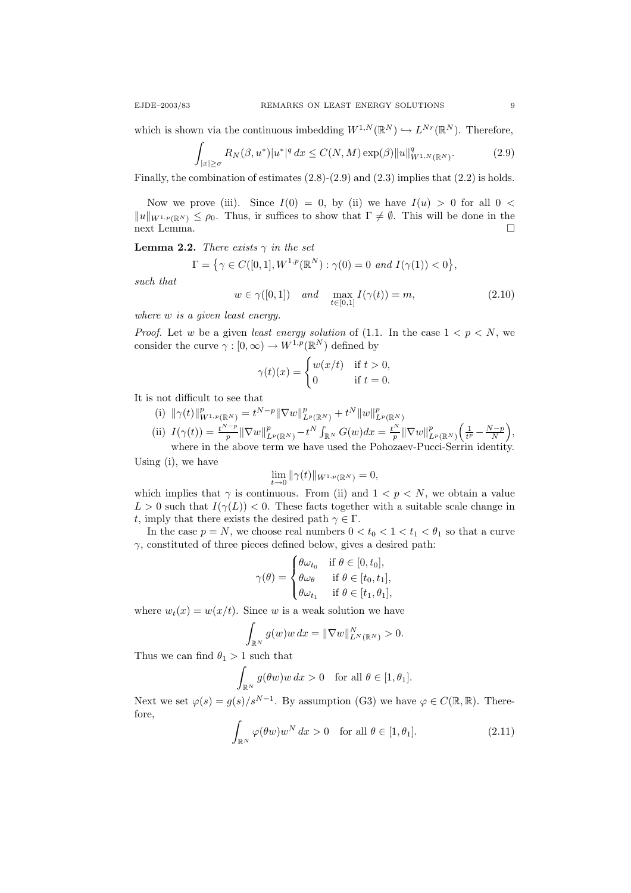which is shown via the continuous imbedding $W^{1,N}(\mathbb{R}^N) \hookrightarrow L^{Nr}(\mathbb{R}^N)$. Therefore,

$$\int_{|x|\geq\sigma} R_N(\beta, u^*)|u^*|^q \, dx \leq C(N, M)\exp(\beta)\|u\|^q_{W^{1,N}(\mathbb{R}^N)}. \tag{2.9}$$

Finally, the combination of estimates (2.8)-(2.9) and (2.3) implies that (2.2) is holds.

Now we prove (iii). Since $I(0) = 0$, by (ii) we have $I(u) > 0$ for all $0 < \|u\|_{W^{1,p}(\mathbb{R}^N)} \leq \rho_0$. Thus, ir suffices to show that $\Gamma \neq \emptyset$. This will be done in the next Lemma. $\square$

**Lemma 2.2.** *There exists $\gamma$ in the set*

$$\Gamma = \{\gamma \in C([0,1], W^{1,p}(\mathbb{R}^N) : \gamma(0) = 0 \text{ and } I(\gamma(1)) < 0\},$$

*such that*

$$w \in \gamma([0,1]) \quad \text{and} \quad \max_{t\in[0,1]} I(\gamma(t)) = m, \tag{2.10}$$

*where $w$ is a given least energy.*

*Proof.* Let $w$ be a given *least energy solution* of (1.1. In the case $1 < p < N$, we consider the curve $\gamma : [0, \infty) \to W^{1,p}(\mathbb{R}^N)$ defined by

$$\gamma(t)(x) = \begin{cases} w(x/t) & \text{if } t > 0, \\ 0 & \text{if } t = 0. \end{cases}$$

It is not difficult to see that

(i) $\|\gamma(t)\|^p_{W^{1,p}(\mathbb{R}^N)} = t^{N-p}\|\nabla w\|^p_{L^p(\mathbb{R}^N)} + t^N\|w\|^p_{L^p(\mathbb{R}^N)}$

(ii) $I(\gamma(t)) = \frac{t^{N-p}}{p}\|\nabla w\|^p_{L^p(\mathbb{R}^N)} - t^N \int_{\mathbb{R}^N} G(w)dx = \frac{t^N}{p}\|\nabla w\|^p_{L^p(\mathbb{R}^N)}\Big(\frac{1}{t^p} - \frac{N-p}{N}\Big)$, where in the above term we have used the Pohozaev-Pucci-Serrin identity.

Using (i), we have

$$\lim_{t\to 0}\|\gamma(t)\|_{W^{1,p}(\mathbb{R}^N)} = 0,$$

which implies that $\gamma$ is continuous. From (ii) and $1 < p < N$, we obtain a value $L > 0$ such that $I(\gamma(L)) < 0$. These facts together with a suitable scale change in $t$, imply that there exists the desired path $\gamma \in \Gamma$.

In the case $p = N$, we choose real numbers $0 < t_0 < 1 < t_1 < \theta_1$ so that a curve $\gamma$, constituted of three pieces defined below, gives a desired path:

$$\gamma(\theta) = \begin{cases} \theta\omega_{t_0} & \text{if } \theta \in [0, t_0], \\ \theta\omega_\theta & \text{if } \theta \in [t_0, t_1], \\ \theta\omega_{t_1} & \text{if } \theta \in [t_1, \theta_1], \end{cases}$$

where $w_t(x) = w(x/t)$. Since $w$ is a weak solution we have

$$\int_{\mathbb{R}^N} g(w)w \, dx = \|\nabla w\|^N_{L^N(\mathbb{R}^N)} > 0.$$

Thus we can find $\theta_1 > 1$ such that

$$\int_{\mathbb{R}^N} g(\theta w)w \, dx > 0 \quad \text{for all } \theta \in [1, \theta_1].$$

Next we set $\varphi(s) = g(s)/s^{N-1}$. By assumption (G3) we have $\varphi \in C(\mathbb{R}, \mathbb{R})$. Therefore,

$$\int_{\mathbb{R}^N} \varphi(\theta w)w^N \, dx > 0 \quad \text{for all } \theta \in [1, \theta_1]. \tag{2.11}$$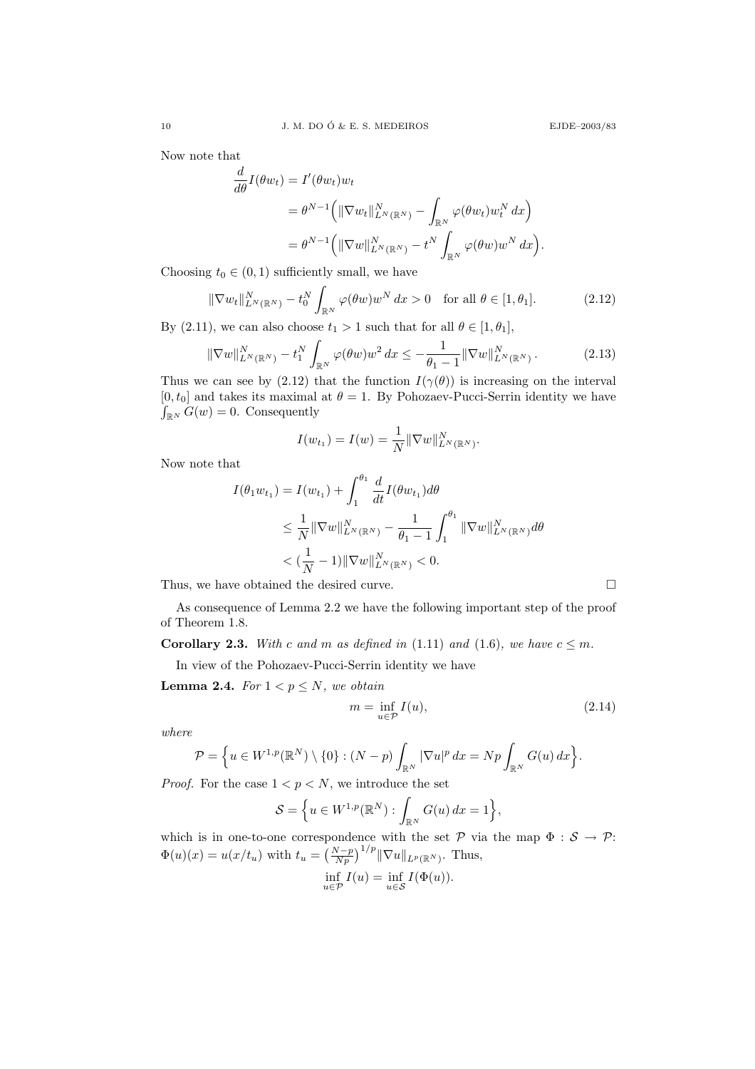Now note that

$$
\begin{aligned}
\frac{d}{d\theta} I(\theta w_t) &= I'(\theta w_t) w_t \\
&= \theta^{N-1}\Big( \|\nabla w_t\|^N_{L^N(\mathbb{R}^N)} - \int_{\mathbb{R}^N} \varphi(\theta w_t) w_t^N \, dx \Big) \\
&= \theta^{N-1}\Big( \|\nabla w\|^N_{L^N(\mathbb{R}^N)} - t^N \int_{\mathbb{R}^N} \varphi(\theta w) w^N \, dx \Big).
\end{aligned}
$$

Choosing $t_0 \in (0,1)$ sufficiently small, we have

$$
\|\nabla w_t\|^N_{L^N(\mathbb{R}^N)} - t_0^N \int_{\mathbb{R}^N} \varphi(\theta w) w^N \, dx > 0 \quad \text{for all } \theta \in [1, \theta_1]. \tag{2.12}
$$

By (2.11), we can also choose $t_1 > 1$ such that for all $\theta \in [1, \theta_1]$,

$$
\|\nabla w\|^N_{L^N(\mathbb{R}^N)} - t_1^N \int_{\mathbb{R}^N} \varphi(\theta w) w^2 \, dx \le -\frac{1}{\theta_1 - 1} \|\nabla w\|^N_{L^N(\mathbb{R}^N)}. \tag{2.13}
$$

Thus we can see by (2.12) that the function $I(\gamma(\theta))$ is increasing on the interval $[0, t_0]$ and takes its maximal at $\theta = 1$. By Pohozaev-Pucci-Serrin identity we have $\int_{\mathbb{R}^N} G(w) = 0$. Consequently

$$
I(w_{t_1}) = I(w) = \frac{1}{N} \|\nabla w\|^N_{L^N(\mathbb{R}^N)}.
$$

Now note that

$$
\begin{aligned}
I(\theta_1 w_{t_1}) &= I(w_{t_1}) + \int_1^{\theta_1} \frac{d}{dt} I(\theta w_{t_1}) d\theta \\
&\le \frac{1}{N} \|\nabla w\|^N_{L^N(\mathbb{R}^N)} - \frac{1}{\theta_1 - 1} \int_1^{\theta_1} \|\nabla w\|^N_{L^N(\mathbb{R}^N)} d\theta \\
&< \big(\frac{1}{N} - 1\big) \|\nabla w\|^N_{L^N(\mathbb{R}^N)} < 0.
\end{aligned}
$$

Thus, we have obtained the desired curve. $\square$

As consequence of Lemma 2.2 we have the following important step of the proof of Theorem 1.8.

**Corollary 2.3.** *With $c$ and $m$ as defined in (1.11) and (1.6), we have $c \le m$.*

In view of the Pohozaev-Pucci-Serrin identity we have

**Lemma 2.4.** *For $1 < p \le N$, we obtain*

$$
m = \inf_{u \in \mathcal{P}} I(u), \tag{2.14}
$$

*where*

$$
\mathcal{P} = \Big\{ u \in W^{1,p}(\mathbb{R}^N) \setminus \{0\} : (N-p) \int_{\mathbb{R}^N} |\nabla u|^p \, dx = Np \int_{\mathbb{R}^N} G(u) \, dx \Big\}.
$$

*Proof.* For the case $1 < p < N$, we introduce the set

$$
\mathcal{S} = \Big\{ u \in W^{1,p}(\mathbb{R}^N) : \int_{\mathbb{R}^N} G(u) \, dx = 1 \Big\},
$$

which is in one-to-one correspondence with the set $\mathcal{P}$ via the map $\Phi : \mathcal{S} \to \mathcal{P}$: $\Phi(u)(x) = u(x/t_u)$ with $t_u = \big(\frac{N-p}{Np}\big)^{1/p} \|\nabla u\|_{L^p(\mathbb{R}^N)}$. Thus,

$$
\inf_{u \in \mathcal{P}} I(u) = \inf_{u \in \mathcal{S}} I(\Phi(u)).
$$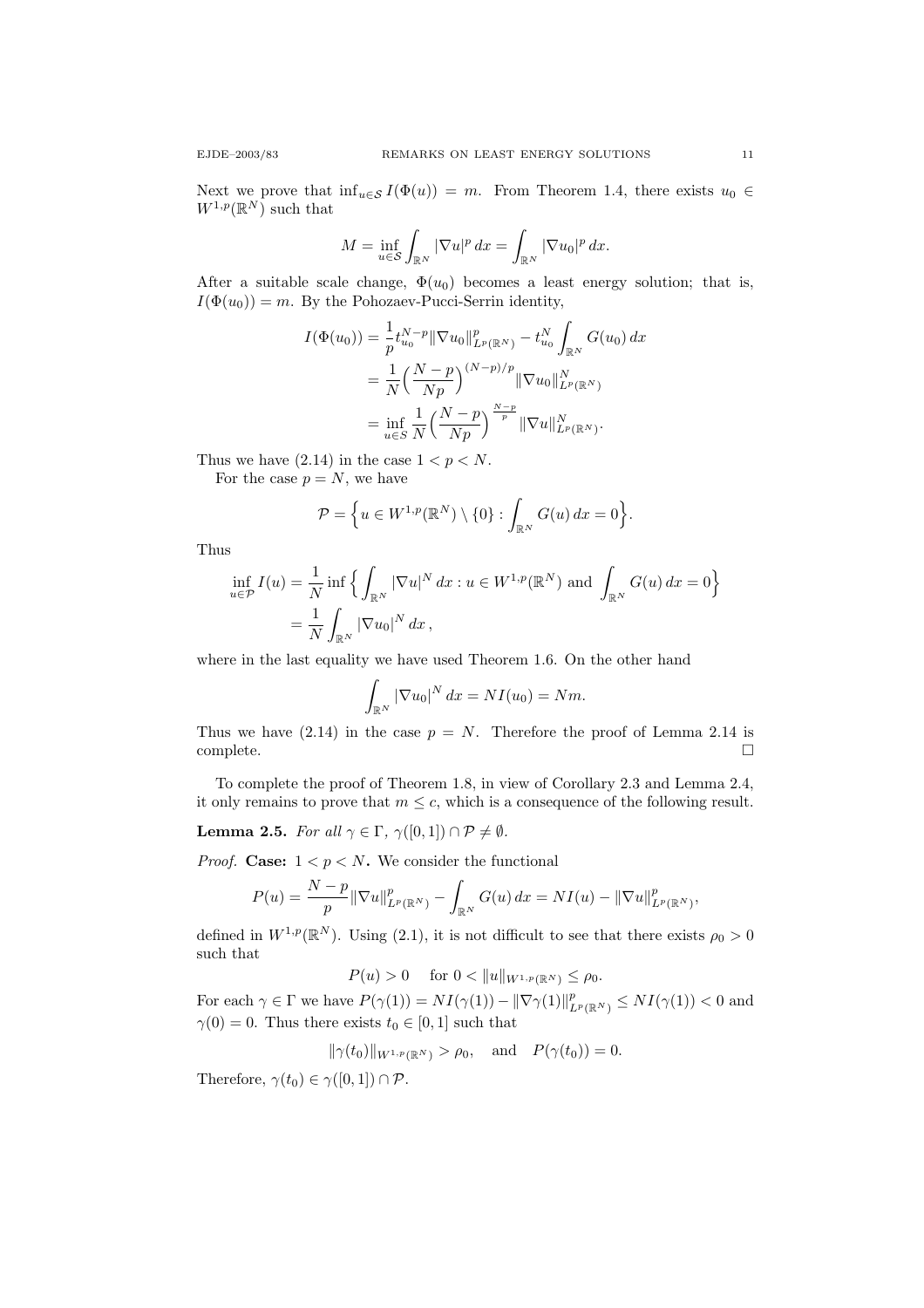Next we prove that $\inf_{u \in \mathcal{S}} I(\Phi(u)) = m$. From Theorem 1.4, there exists $u_0 \in W^{1,p}(\mathbb{R}^N)$ such that

$$M = \inf_{u \in \mathcal{S}} \int_{\mathbb{R}^N} |\nabla u|^p \, dx = \int_{\mathbb{R}^N} |\nabla u_0|^p \, dx.$$

After a suitable scale change, $\Phi(u_0)$ becomes a least energy solution; that is, $I(\Phi(u_0)) = m$. By the Pohozaev-Pucci-Serrin identity,

$$\begin{aligned}
I(\Phi(u_0)) &= \frac{1}{p} t_{u_0}^{N-p} \|\nabla u_0\|^p_{L^p(\mathbb{R}^N)} - t_{u_0}^N \int_{\mathbb{R}^N} G(u_0) \, dx \\
&= \frac{1}{N} \Big( \frac{N-p}{Np} \Big)^{(N-p)/p} \|\nabla u_0\|^N_{L^p(\mathbb{R}^N)} \\
&= \inf_{u \in S} \frac{1}{N} \Big( \frac{N-p}{Np} \Big)^{\frac{N-p}{p}} \|\nabla u\|^N_{L^p(\mathbb{R}^N)}.
\end{aligned}$$

Thus we have (2.14) in the case $1 < p < N$.

For the case $p = N$, we have

$$\mathcal{P} = \Big\{ u \in W^{1,p}(\mathbb{R}^N) \setminus \{0\} : \int_{\mathbb{R}^N} G(u) \, dx = 0 \Big\}.$$

Thus

$$\begin{aligned}
\inf_{u \in \mathcal{P}} I(u) &= \frac{1}{N} \inf \Big\{ \int_{\mathbb{R}^N} |\nabla u|^N \, dx : u \in W^{1,p}(\mathbb{R}^N) \text{ and } \int_{\mathbb{R}^N} G(u) \, dx = 0 \Big\} \\
&= \frac{1}{N} \int_{\mathbb{R}^N} |\nabla u_0|^N \, dx \,,
\end{aligned}$$

where in the last equality we have used Theorem 1.6. On the other hand

$$\int_{\mathbb{R}^N} |\nabla u_0|^N \, dx = N I(u_0) = Nm.$$

Thus we have (2.14) in the case $p = N$. Therefore the proof of Lemma 2.14 is complete. $\square$

To complete the proof of Theorem 1.8, in view of Corollary 2.3 and Lemma 2.4, it only remains to prove that $m \leq c$, which is a consequence of the following result.

**Lemma 2.5.** *For all $\gamma \in \Gamma$, $\gamma([0,1]) \cap \mathcal{P} \neq \emptyset$.*

*Proof.* **Case:** $1 < p < N$**.** We consider the functional

$$P(u) = \frac{N-p}{p} \|\nabla u\|^p_{L^p(\mathbb{R}^N)} - \int_{\mathbb{R}^N} G(u) \, dx = N I(u) - \|\nabla u\|^p_{L^p(\mathbb{R}^N)},$$

defined in $W^{1,p}(\mathbb{R}^N)$. Using (2.1), it is not difficult to see that there exists $\rho_0 > 0$ such that

$$P(u) > 0 \quad \text{for } 0 < \|u\|_{W^{1,p}(\mathbb{R}^N)} \leq \rho_0.$$

For each $\gamma \in \Gamma$ we have $P(\gamma(1)) = N I(\gamma(1)) - \|\nabla \gamma(1)\|^p_{L^p(\mathbb{R}^N)} \leq N I(\gamma(1)) < 0$ and $\gamma(0) = 0$. Thus there exists $t_0 \in [0,1]$ such that

$$\|\gamma(t_0)\|_{W^{1,p}(\mathbb{R}^N)} > \rho_0, \quad \text{and} \quad P(\gamma(t_0)) = 0.$$

Therefore, $\gamma(t_0) \in \gamma([0,1]) \cap \mathcal{P}$.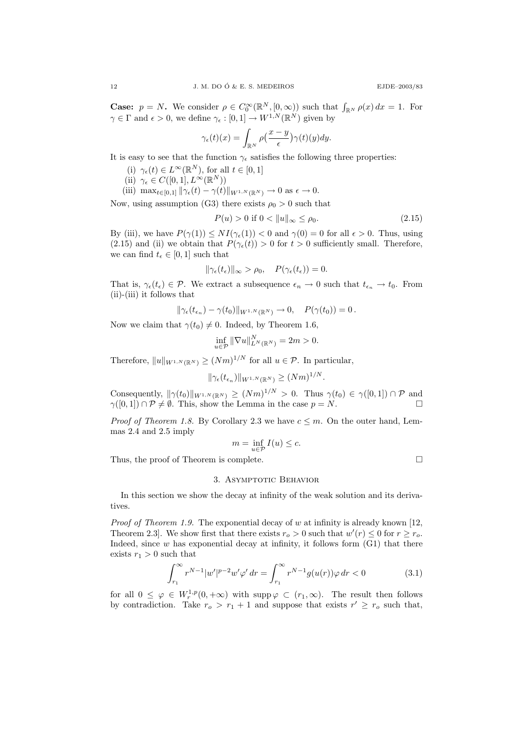**Case:** $p = N$. We consider $\rho \in C_0^\infty(\mathbb{R}^N, [0,\infty))$ such that $\int_{\mathbb{R}^N} \rho(x)\,dx = 1$. For $\gamma \in \Gamma$ and $\epsilon > 0$, we define $\gamma_\epsilon : [0,1] \to W^{1,N}(\mathbb{R}^N)$ given by

$$\gamma_\epsilon(t)(x) = \int_{\mathbb{R}^N} \rho\big(\frac{x-y}{\epsilon}\big)\gamma(t)(y)dy.$$

It is easy to see that the function $\gamma_\epsilon$ satisfies the following three properties:

(i) $\gamma_\epsilon(t) \in L^\infty(\mathbb{R}^N)$, for all $t \in [0,1]$

(ii) $\gamma_\epsilon \in C([0,1], L^\infty(\mathbb{R}^N))$

(iii) $\max_{t\in[0,1]} \|\gamma_\epsilon(t) - \gamma(t)\|_{W^{1,N}(\mathbb{R}^N)} \to 0$ as $\epsilon \to 0$.

Now, using assumption (G3) there exists $\rho_0 > 0$ such that

$$P(u) > 0 \text{ if } 0 < \|u\|_\infty \le \rho_0. \tag{2.15}$$

By (iii), we have $P(\gamma(1)) \le NI(\gamma_\epsilon(1)) < 0$ and $\gamma(0) = 0$ for all $\epsilon > 0$. Thus, using (2.15) and (ii) we obtain that $P(\gamma_\epsilon(t)) > 0$ for $t > 0$ sufficiently small. Therefore, we can find $t_\epsilon \in [0,1]$ such that

$$\|\gamma_\epsilon(t_\epsilon)\|_\infty > \rho_0, \quad P(\gamma_\epsilon(t_\epsilon)) = 0.$$

That is, $\gamma_\epsilon(t_\epsilon) \in \mathcal{P}$. We extract a subsequence $\epsilon_n \to 0$ such that $t_{\epsilon_n} \to t_0$. From (ii)-(iii) it follows that

$$\|\gamma_\epsilon(t_{\epsilon_n}) - \gamma(t_0)\|_{W^{1,N}(\mathbb{R}^N)} \to 0, \quad P(\gamma(t_0)) = 0\,.$$

Now we claim that $\gamma(t_0) \neq 0$. Indeed, by Theorem 1.6,

$$\inf_{u\in\mathcal{P}} \|\nabla u\|^N_{L^N(\mathbb{R}^N)} = 2m > 0.$$

Therefore, $\|u\|_{W^{1,N}(\mathbb{R}^N)} \ge (Nm)^{1/N}$ for all $u \in \mathcal{P}$. In particular,

$$\|\gamma_\epsilon(t_{\epsilon_n})\|_{W^{1,N}(\mathbb{R}^N)} \ge (Nm)^{1/N}.$$

Consequently, $\|\gamma(t_0)\|_{W^{1,N}(\mathbb{R}^N)} \ge (Nm)^{1/N} > 0$. Thus $\gamma(t_0) \in \gamma([0,1]) \cap \mathcal{P}$ and $\gamma([0,1]) \cap \mathcal{P} \neq \emptyset$. This, show the Lemma in the case $p = N$. □

*Proof of Theorem 1.8.* By Corollary 2.3 we have $c \le m$. On the outer hand, Lemmas 2.4 and 2.5 imply

$$m = \inf_{u\in\mathcal{P}} I(u) \le c.$$

Thus, the proof of Theorem is complete. □

## 3. Asymptotic Behavior

In this section we show the decay at infinity of the weak solution and its derivatives.

*Proof of Theorem 1.9.* The exponential decay of $w$ at infinity is already known [12, Theorem 2.3]. We show first that there exists $r_o > 0$ such that $w'(r) \le 0$ for $r \ge r_o$. Indeed, since $w$ has exponential decay at infinity, it follows form (G1) that there exists $r_1 > 0$ such that

$$\int_{r_1}^\infty r^{N-1}|w'|^{p-2}w'\varphi'\,dr = \int_{r_1}^\infty r^{N-1}g(u(r))\varphi\,dr < 0 \tag{3.1}$$

for all $0 \le \varphi \in W_r^{1,p}(0,+\infty)$ with $\operatorname{supp}\varphi \subset (r_1,\infty)$. The result then follows by contradiction. Take $r_o > r_1 + 1$ and suppose that exists $r' \ge r_o$ such that,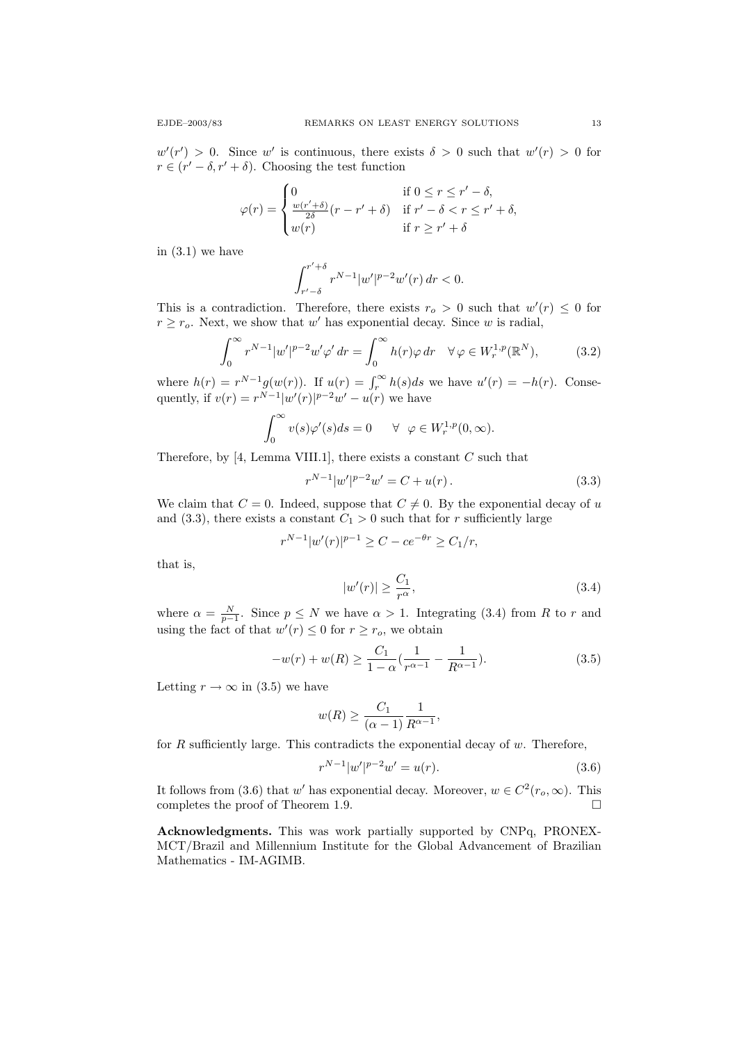$w'(r') > 0$. Since $w'$ is continuous, there exists $\delta > 0$ such that $w'(r) > 0$ for $r \in (r' - \delta, r' + \delta)$. Choosing the test function

$$\varphi(r) = \begin{cases} 0 & \text{if } 0 \le r \le r' - \delta, \\ \frac{w(r'+\delta)}{2\delta}(r - r' + \delta) & \text{if } r' - \delta < r \le r' + \delta, \\ w(r) & \text{if } r \ge r' + \delta \end{cases}$$

in (3.1) we have

$$\int_{r'-\delta}^{r'+\delta} r^{N-1} |w'|^{p-2} w'(r)\, dr < 0.$$

This is a contradiction. Therefore, there exists $r_o > 0$ such that $w'(r) \le 0$ for $r \ge r_o$. Next, we show that $w'$ has exponential decay. Since $w$ is radial,

$$\int_0^\infty r^{N-1} |w'|^{p-2} w' \varphi' \, dr = \int_0^\infty h(r) \varphi \, dr \quad \forall \varphi \in W_r^{1,p}(\mathbb{R}^N), \tag{3.2}$$

where $h(r) = r^{N-1} g(w(r))$. If $u(r) = \int_r^\infty h(s) ds$ we have $u'(r) = -h(r)$. Consequently, if $v(r) = r^{N-1} |w'(r)|^{p-2} w' - u(r)$ we have

$$\int_0^\infty v(s) \varphi'(s) ds = 0 \qquad \forall \ \varphi \in W_r^{1,p}(0, \infty).$$

Therefore, by [4, Lemma VIII.1], there exists a constant $C$ such that

$$r^{N-1} |w'|^{p-2} w' = C + u(r)\,. \tag{3.3}$$

We claim that $C = 0$. Indeed, suppose that $C \ne 0$. By the exponential decay of $u$ and (3.3), there exists a constant $C_1 > 0$ such that for $r$ sufficiently large

$$r^{N-1} |w'(r)|^{p-1} \ge C - ce^{-\theta r} \ge C_1/r,$$

that is,

$$|w'(r)| \ge \frac{C_1}{r^\alpha}, \tag{3.4}$$

where $\alpha = \frac{N}{p-1}$. Since $p \le N$ we have $\alpha > 1$. Integrating (3.4) from $R$ to $r$ and using the fact of that $w'(r) \le 0$ for $r \ge r_o$, we obtain

$$-w(r) + w(R) \ge \frac{C_1}{1 - \alpha} \Big( \frac{1}{r^{\alpha - 1}} - \frac{1}{R^{\alpha - 1}} \Big). \tag{3.5}$$

Letting $r \to \infty$ in (3.5) we have

$$w(R) \ge \frac{C_1}{(\alpha - 1)} \frac{1}{R^{\alpha - 1}},$$

for $R$ sufficiently large. This contradicts the exponential decay of $w$. Therefore,

$$r^{N-1} |w'|^{p-2} w' = u(r). \tag{3.6}$$

It follows from (3.6) that $w'$ has exponential decay. Moreover, $w \in C^2(r_o, \infty)$. This completes the proof of Theorem 1.9. $\square$

**Acknowledgments.** This was work partially supported by CNPq, PRONEX-MCT/Brazil and Millennium Institute for the Global Advancement of Brazilian Mathematics - IM-AGIMB.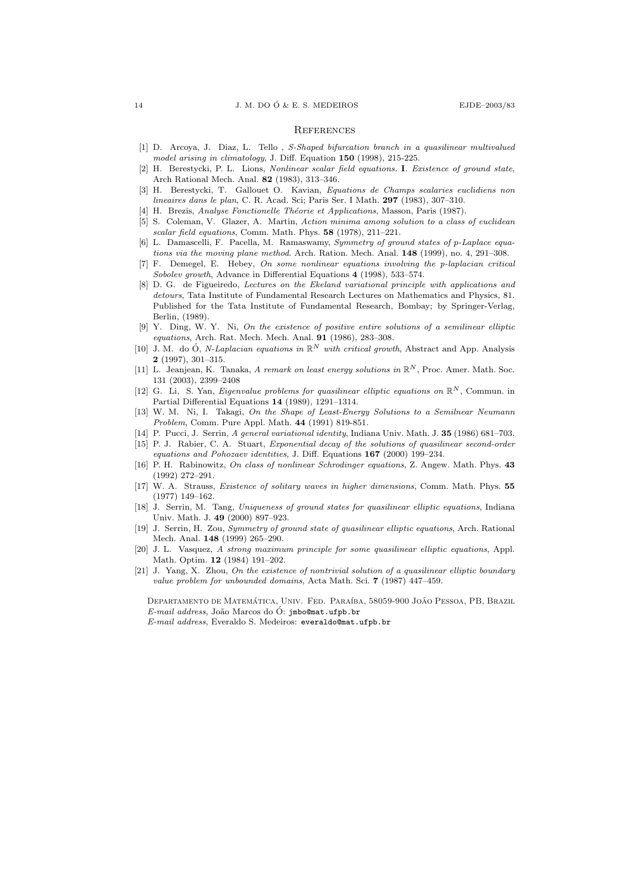## References

[1] D. Arcoya, J. Diaz, L. Tello , *S-Shaped bifurcation branch in a quasilinear multivalued model arising in climatology*, J. Diff. Equation **150** (1998), 215-225.

[2] H. Berestycki, P. L. Lions, *Nonlinear scalar field equations.* **I**. *Existence of ground state*, Arch Rational Mech. Anal. **82** (1983), 313–346.

[3] H. Berestycki, T. Gallouet O. Kavian, *Equations de Champs scalaries euclidiens non lineaires dans le plan*, C. R. Acad. Sci; Paris Ser. I Math. **297** (1983), 307–310.

[4] H. Brezis, *Analyse Fonctionelle Théorie et Applications*, Masson, Paris (1987).

[5] S. Coleman, V. Glazer, A. Martin, *Action minima among solution to a class of euclidean scalar field equations*, Comm. Math. Phys. **58** (1978), 211–221.

[6] L. Damascelli, F. Pacella, M. Ramaswamy, *Symmetry of ground states of p-Laplace equations via the moving plane method*. Arch. Ration. Mech. Anal. **148** (1999), no. 4, 291–308.

[7] F. Demegel, E. Hebey, *On some nonlinear equations involving the p-laplacian critical Sobolev growth*, Advance in Differential Equations **4** (1998), 533–574.

[8] D. G. de Figueiredo, *Lectures on the Ekeland variational principle with applications and detours*, Tata Institute of Fundamental Research Lectures on Mathematics and Physics, 81. Published for the Tata Institute of Fundamental Research, Bombay; by Springer-Verlag, Berlin, (1989).

[9] Y. Ding, W. Y. Ni, *On the existence of positive entire solutions of a semilinear elliptic equations*, Arch. Rat. Mech. Mech. Anal. **91** (1986), 283–308.

[10] J. M. do Ó, *N-Laplacian equations in $\mathbb{R}^N$ with critical growth*, Abstract and App. Analysis **2** (1997), 301–315.

[11] L. Jeanjean, K. Tanaka, *A remark on least energy solutions in $\mathbb{R}^N$*, Proc. Amer. Math. Soc. 131 (2003), 2399–2408

[12] G. Li, S. Yan, *Eigenvalue problems for quasilinear elliptic equations on $\mathbb{R}^N$*, Commun. in Partial Differential Equations **14** (1989), 1291–1314.

[13] W. M. Ni, I. Takagi, *On the Shape of Least-Energy Solutions to a Semilnear Neumann Problem*, Comm. Pure Appl. Math. **44** (1991) 819-851.

[14] P. Pucci, J. Serrin, *A general variational identity*, Indiana Univ. Math. J. **35** (1986) 681–703.

[15] P. J. Rabier, C. A. Stuart, *Exponential decay of the solutions of quasilinear second-order equations and Pohozaev identities*, J. Diff. Equations **167** (2000) 199–234.

[16] P. H. Rabinowitz, *On class of nonlinear Schrodinger equations*, Z. Angew. Math. Phys. **43** (1992) 272–291.

[17] W. A. Strauss, *Existence of solitary waves in higher dimensions*, Comm. Math. Phys. **55** (1977) 149–162.

[18] J. Serrin, M. Tang, *Uniqueness of ground states for quasilinear elliptic equations*, Indiana Univ. Math. J. **49** (2000) 897–923.

[19] J. Serrin, H. Zou, *Symmetry of ground state of quasilinear elliptic equations*, Arch. Rational Mech. Anal. **148** (1999) 265–290.

[20] J. L. Vasquez, *A strong maximum principle for some quasilinear elliptic equations*, Appl. Math. Optim. **12** (1984) 191–202.

[21] J. Yang, X. Zhou, *On the existence of nontrivial solution of a quasilinear elliptic boundary value problem for unbounded domains*, Acta Math. Sci. **7** (1987) 447–459.

Departamento de Matemática, Univ. Fed. Paraíba, 58059-900 João Pessoa, PB, Brazil
*E-mail address*, João Marcos do Ó: jmbo@mat.ufpb.br
*E-mail address*, Everaldo S. Medeiros: everaldo@mat.ufpb.br